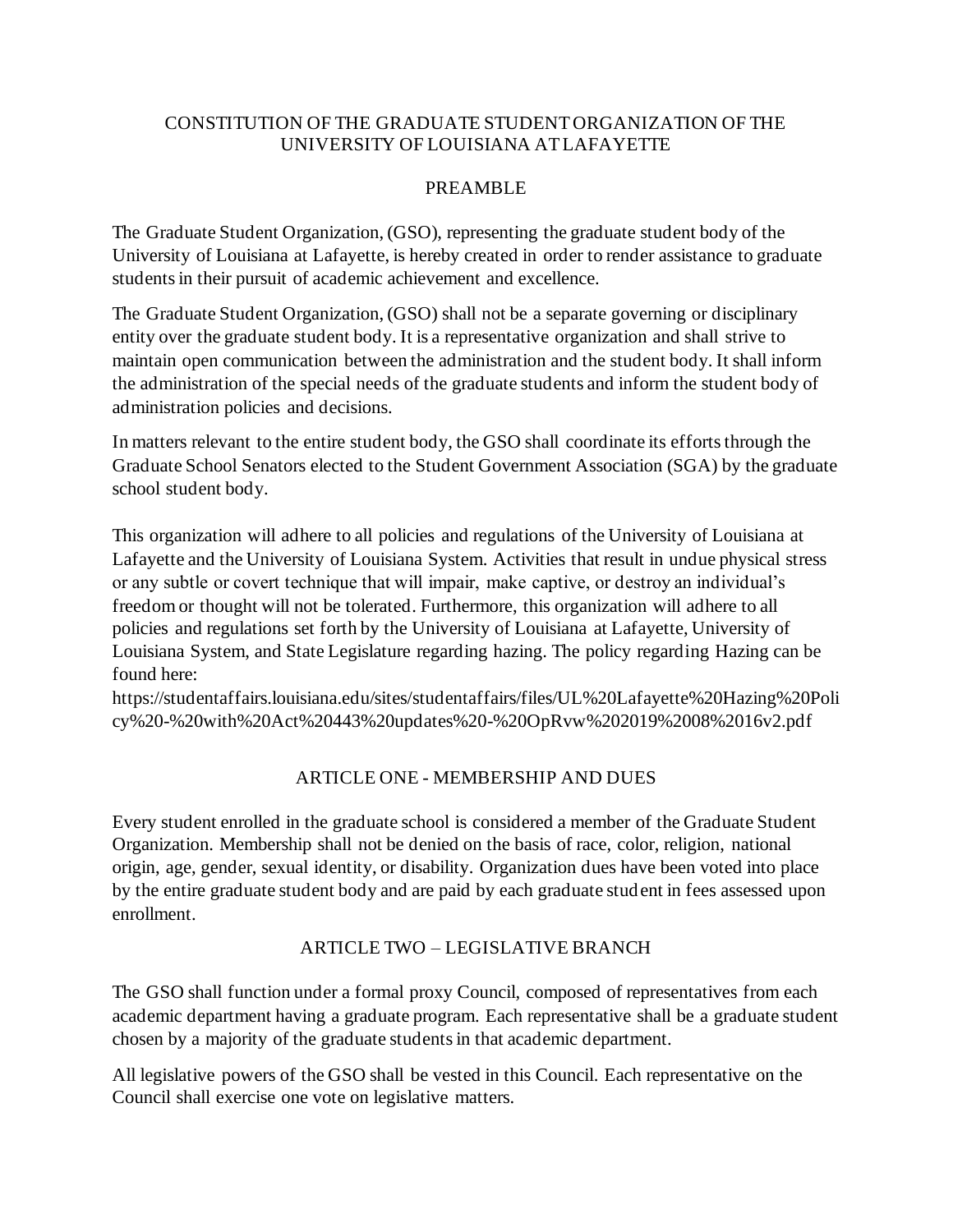# CONSTITUTION OF THE GRADUATE STUDENT ORGANIZATION OF THE UNIVERSITY OF LOUISIANA AT LAFAYETTE

## PREAMBLE

The Graduate Student Organization, (GSO), representing the graduate student body of the University of Louisiana at Lafayette, is hereby created in order to render assistance to graduate students in their pursuit of academic achievement and excellence.

The Graduate Student Organization, (GSO) shall not be a separate governing or disciplinary entity over the graduate student body. It is a representative organization and shall strive to maintain open communication between the administration and the student body. It shall inform the administration of the special needs of the graduate students and inform the student body of administration policies and decisions.

In matters relevant to the entire student body, the GSO shall coordinate its efforts through the Graduate School Senators elected to the Student Government Association (SGA) by the graduate school student body.

This organization will adhere to all policies and regulations of the University of Louisiana at Lafayette and the University of Louisiana System. Activities that result in undue physical stress or any subtle or covert technique that will impair, make captive, or destroy an individual's freedom or thought will not be tolerated. Furthermore, this organization will adhere to all policies and regulations set forth by the University of Louisiana at Lafayette, University of Louisiana System, and State Legislature regarding hazing. The policy regarding Hazing can be found here:
https://studentaffairs.louisiana.edu/sites/studentaffairs/files/UL%20Lafayette%20Hazing%20Policy%20-%20with%20Act%20443%20updates%20-%20OpRvw%202019%2008%2016v2.pdf

## ARTICLE ONE - MEMBERSHIP AND DUES

Every student enrolled in the graduate school is considered a member of the Graduate Student Organization. Membership shall not be denied on the basis of race, color, religion, national origin, age, gender, sexual identity, or disability. Organization dues have been voted into place by the entire graduate student body and are paid by each graduate student in fees assessed upon enrollment.

## ARTICLE TWO – LEGISLATIVE BRANCH

The GSO shall function under a formal proxy Council, composed of representatives from each academic department having a graduate program. Each representative shall be a graduate student chosen by a majority of the graduate students in that academic department.

All legislative powers of the GSO shall be vested in this Council. Each representative on the Council shall exercise one vote on legislative matters.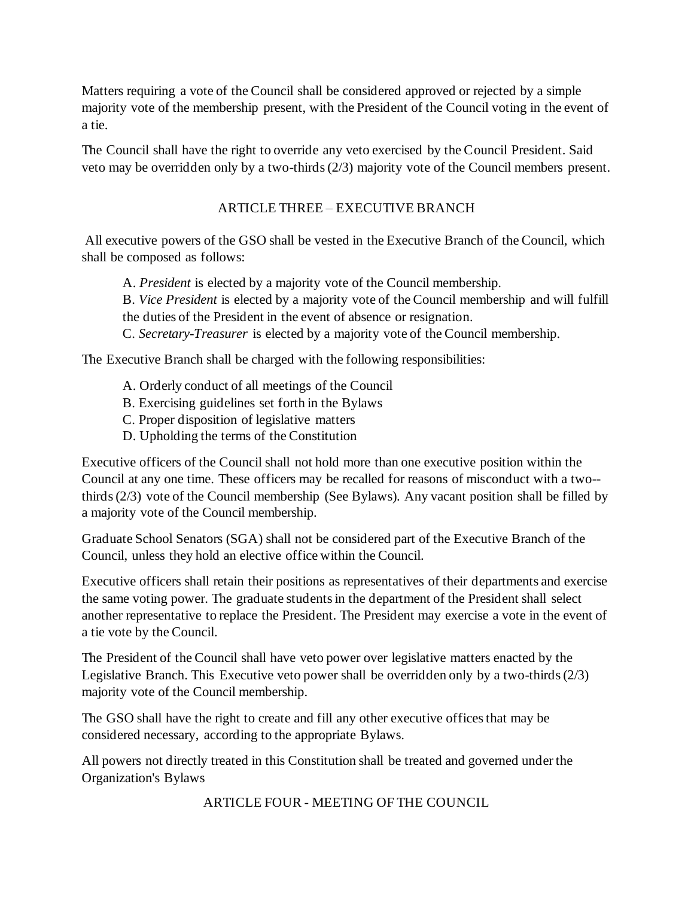Matters requiring a vote of the Council shall be considered approved or rejected by a simple majority vote of the membership present, with the President of the Council voting in the event of a tie.

The Council shall have the right to override any veto exercised by the Council President. Said veto may be overridden only by a two-thirds (2/3) majority vote of the Council members present.

## ARTICLE THREE – EXECUTIVE BRANCH

All executive powers of the GSO shall be vested in the Executive Branch of the Council, which shall be composed as follows:

A. *President* is elected by a majority vote of the Council membership.
B. *Vice President* is elected by a majority vote of the Council membership and will fulfill the duties of the President in the event of absence or resignation.
C. *Secretary-Treasurer* is elected by a majority vote of the Council membership.

The Executive Branch shall be charged with the following responsibilities:

A. Orderly conduct of all meetings of the Council
B. Exercising guidelines set forth in the Bylaws
C. Proper disposition of legislative matters
D. Upholding the terms of the Constitution

Executive officers of the Council shall not hold more than one executive position within the Council at any one time. These officers may be recalled for reasons of misconduct with a two--thirds (2/3) vote of the Council membership (See Bylaws). Any vacant position shall be filled by a majority vote of the Council membership.

Graduate School Senators (SGA) shall not be considered part of the Executive Branch of the Council, unless they hold an elective office within the Council.

Executive officers shall retain their positions as representatives of their departments and exercise the same voting power. The graduate students in the department of the President shall select another representative to replace the President. The President may exercise a vote in the event of a tie vote by the Council.

The President of the Council shall have veto power over legislative matters enacted by the Legislative Branch. This Executive veto power shall be overridden only by a two-thirds (2/3) majority vote of the Council membership.

The GSO shall have the right to create and fill any other executive offices that may be considered necessary, according to the appropriate Bylaws.

All powers not directly treated in this Constitution shall be treated and governed under the Organization's Bylaws

## ARTICLE FOUR - MEETING OF THE COUNCIL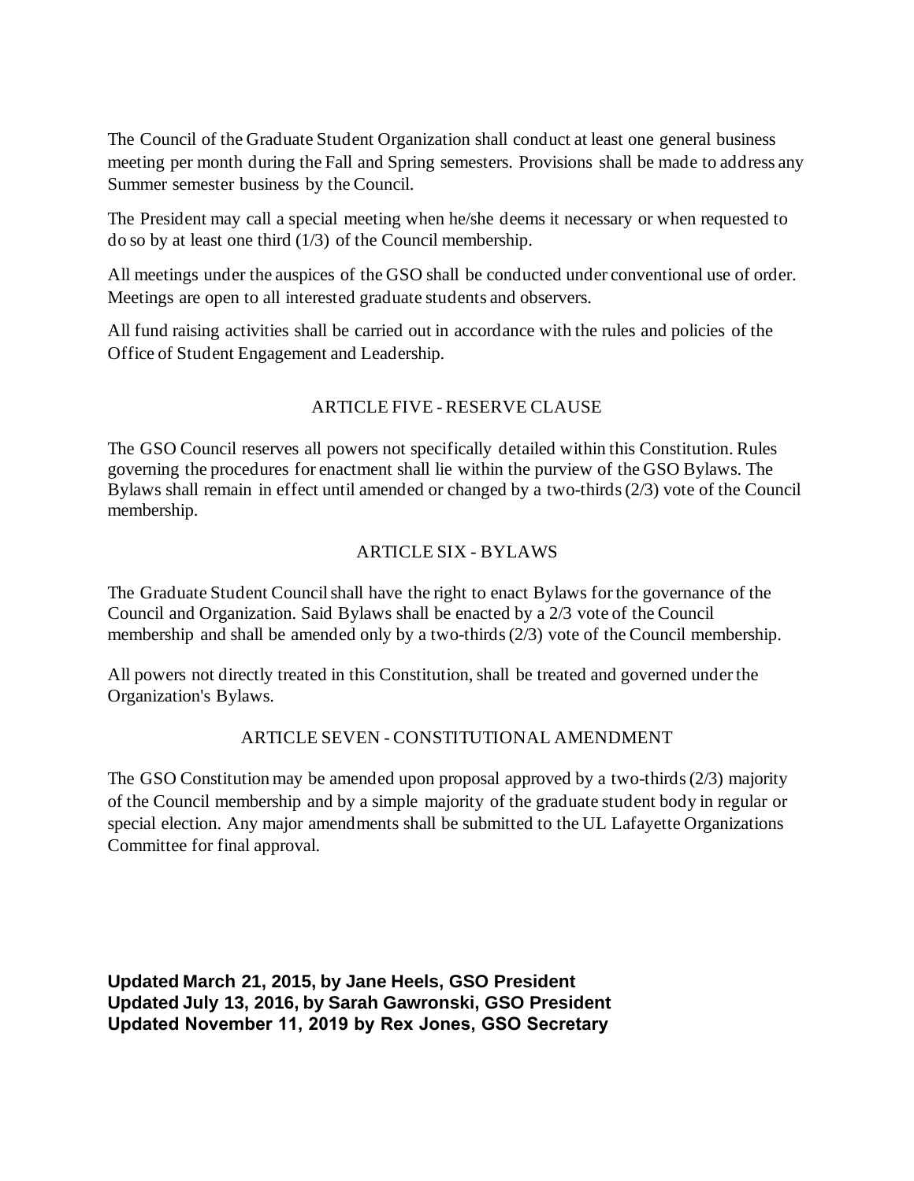The Council of the Graduate Student Organization shall conduct at least one general business meeting per month during the Fall and Spring semesters. Provisions shall be made to address any Summer semester business by the Council.

The President may call a special meeting when he/she deems it necessary or when requested to do so by at least one third (1/3) of the Council membership.

All meetings under the auspices of the GSO shall be conducted under conventional use of order. Meetings are open to all interested graduate students and observers.

All fund raising activities shall be carried out in accordance with the rules and policies of the Office of Student Engagement and Leadership.

## ARTICLE FIVE - RESERVE CLAUSE

The GSO Council reserves all powers not specifically detailed within this Constitution. Rules governing the procedures for enactment shall lie within the purview of the GSO Bylaws. The Bylaws shall remain in effect until amended or changed by a two-thirds (2/3) vote of the Council membership.

## ARTICLE SIX - BYLAWS

The Graduate Student Council shall have the right to enact Bylaws for the governance of the Council and Organization. Said Bylaws shall be enacted by a 2/3 vote of the Council membership and shall be amended only by a two-thirds (2/3) vote of the Council membership.

All powers not directly treated in this Constitution, shall be treated and governed under the Organization's Bylaws.

## ARTICLE SEVEN - CONSTITUTIONAL AMENDMENT

The GSO Constitution may be amended upon proposal approved by a two-thirds (2/3) majority of the Council membership and by a simple majority of the graduate student body in regular or special election. Any major amendments shall be submitted to the UL Lafayette Organizations Committee for final approval.

**Updated March 21, 2015, by Jane Heels, GSO President**
**Updated July 13, 2016, by Sarah Gawronski, GSO President**
**Updated November 11, 2019 by Rex Jones, GSO Secretary**